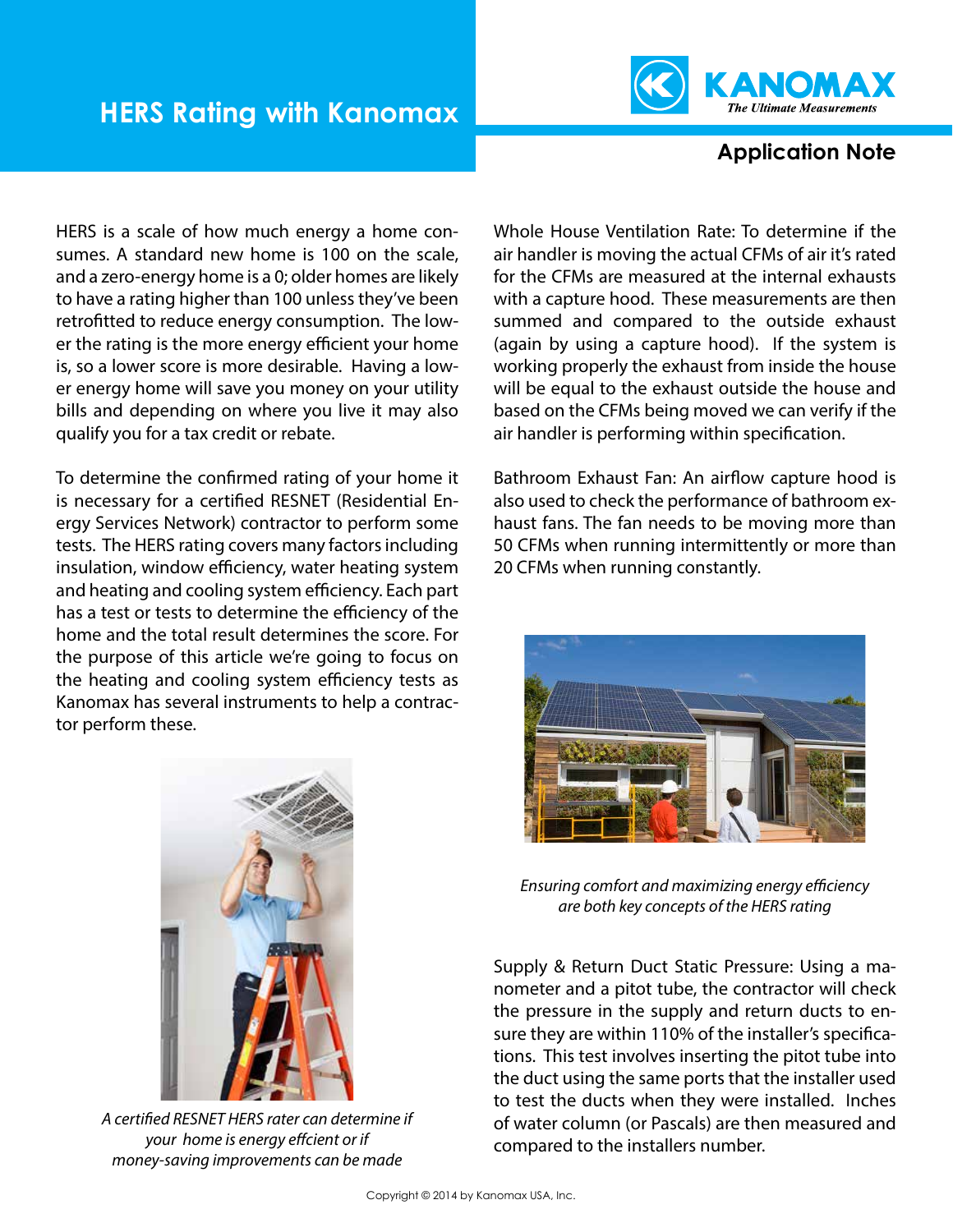# HERS Rating with Kanomax

KANOMAX
*The Ultimate Measurements*

## Application Note

HERS is a scale of how much energy a home consumes. A standard new home is 100 on the scale, and a zero-energy home is a 0; older homes are likely to have a rating higher than 100 unless they've been retrofitted to reduce energy consumption. The lower the rating is the more energy efficient your home is, so a lower score is more desirable. Having a lower energy home will save you money on your utility bills and depending on where you live it may also qualify you for a tax credit or rebate.

To determine the confirmed rating of your home it is necessary for a certified RESNET (Residential Energy Services Network) contractor to perform some tests. The HERS rating covers many factors including insulation, window efficiency, water heating system and heating and cooling system efficiency. Each part has a test or tests to determine the efficiency of the home and the total result determines the score. For the purpose of this article we're going to focus on the heating and cooling system efficiency tests as Kanomax has several instruments to help a contractor perform these.

*A certified RESNET HERS rater can determine if your home is energy effcient or if money-saving improvements can be made*

Whole House Ventilation Rate: To determine if the air handler is moving the actual CFMs of air it's rated for the CFMs are measured at the internal exhausts with a capture hood. These measurements are then summed and compared to the outside exhaust (again by using a capture hood). If the system is working properly the exhaust from inside the house will be equal to the exhaust outside the house and based on the CFMs being moved we can verify if the air handler is performing within specification.

Bathroom Exhaust Fan: An airflow capture hood is also used to check the performance of bathroom exhaust fans. The fan needs to be moving more than 50 CFMs when running intermittently or more than 20 CFMs when running constantly.

*Ensuring comfort and maximizing energy efficiency are both key concepts of the HERS rating*

Supply & Return Duct Static Pressure: Using a manometer and a pitot tube, the contractor will check the pressure in the supply and return ducts to ensure they are within 110% of the installer's specifications. This test involves inserting the pitot tube into the duct using the same ports that the installer used to test the ducts when they were installed. Inches of water column (or Pascals) are then measured and compared to the installers number.

Copyright © 2014 by Kanomax USA, Inc.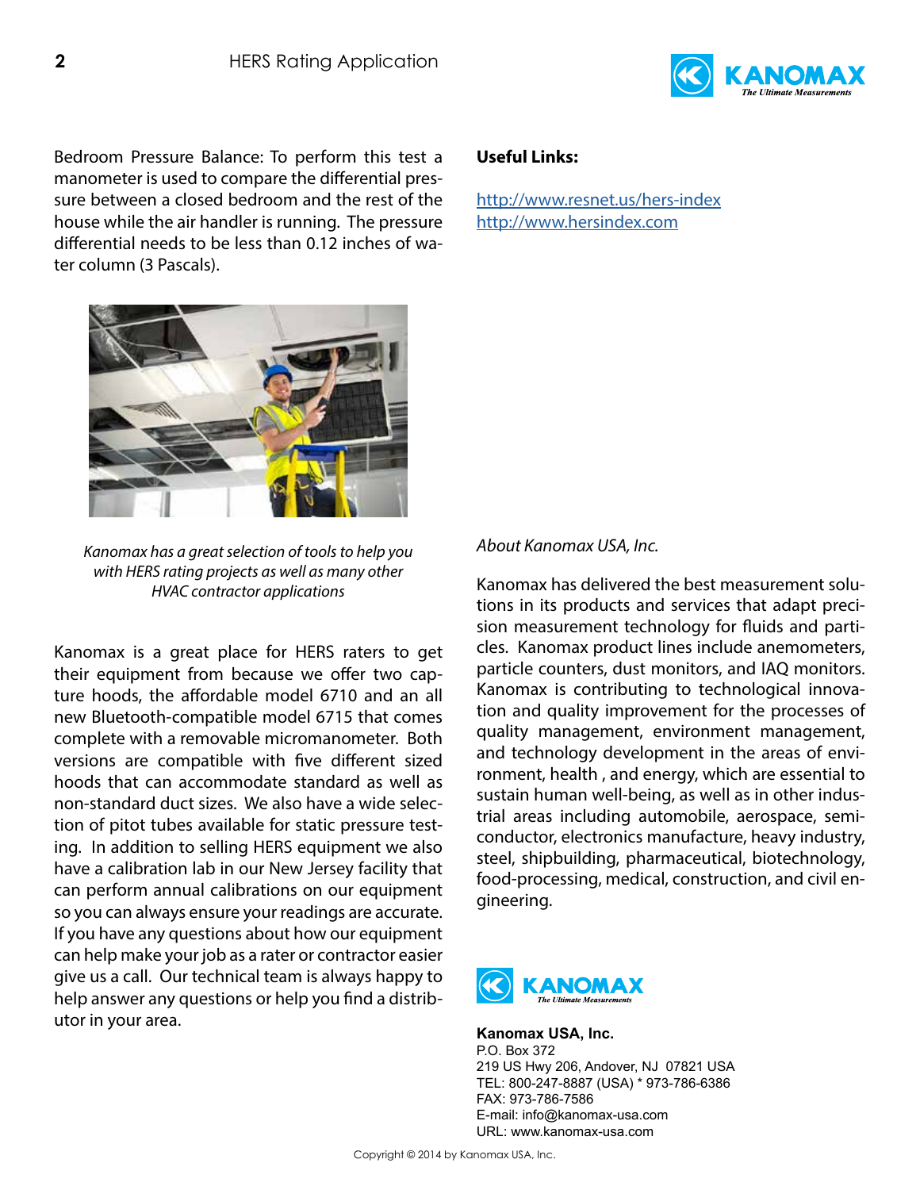Bedroom Pressure Balance: To perform this test a manometer is used to compare the differential pressure between a closed bedroom and the rest of the house while the air handler is running. The pressure differential needs to be less than 0.12 inches of water column (3 Pascals).

*Kanomax has a great selection of tools to help you with HERS rating projects as well as many other HVAC contractor applications*

Kanomax is a great place for HERS raters to get their equipment from because we offer two capture hoods, the affordable model 6710 and an all new Bluetooth-compatible model 6715 that comes complete with a removable micromanometer. Both versions are compatible with five different sized hoods that can accommodate standard as well as non-standard duct sizes. We also have a wide selection of pitot tubes available for static pressure testing. In addition to selling HERS equipment we also have a calibration lab in our New Jersey facility that can perform annual calibrations on our equipment so you can always ensure your readings are accurate. If you have any questions about how our equipment can help make your job as a rater or contractor easier give us a call. Our technical team is always happy to help answer any questions or help you find a distributor in your area.

**Useful Links:**

http://www.resnet.us/hers-index
http://www.hersindex.com

*About Kanomax USA, Inc.*

Kanomax has delivered the best measurement solutions in its products and services that adapt precision measurement technology for fluids and particles. Kanomax product lines include anemometers, particle counters, dust monitors, and IAQ monitors. Kanomax is contributing to technological innovation and quality improvement for the processes of quality management, environment management, and technology development in the areas of environment, health , and energy, which are essential to sustain human well-being, as well as in other industrial areas including automobile, aerospace, semiconductor, electronics manufacture, heavy industry, steel, shipbuilding, pharmaceutical, biotechnology, food-processing, medical, construction, and civil engineering.

KANOMAX
*The Ultimate Measurements*

**Kanomax USA, Inc.**
P.O. Box 372
219 US Hwy 206, Andover, NJ 07821 USA
TEL: 800-247-8887 (USA) * 973-786-6386
FAX: 973-786-7586
E-mail: info@kanomax-usa.com
URL: www.kanomax-usa.com

Copyright © 2014 by Kanomax USA, Inc.